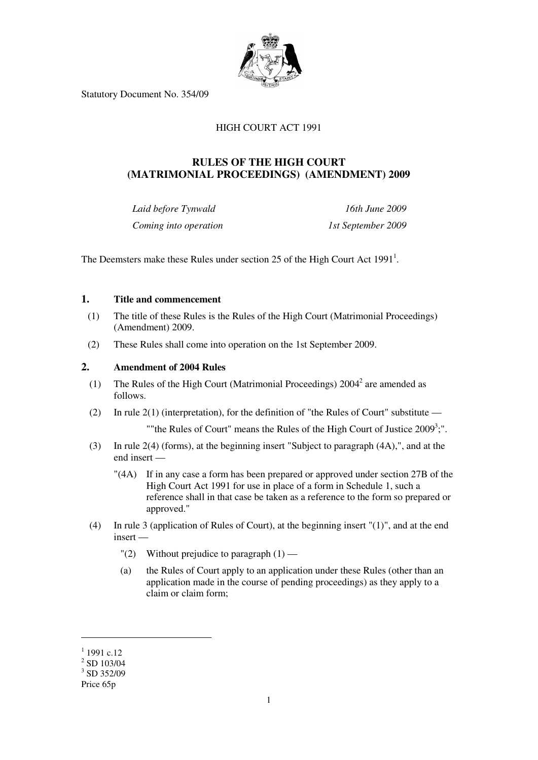Statutory Document No. 354/09

HIGH COURT ACT 1991

# RULES OF THE HIGH COURT (MATRIMONIAL PROCEEDINGS) (AMENDMENT) 2009

| | |
|---|---|
| *Laid before Tynwald* | *16th June 2009* |
| *Coming into operation* | *1st September 2009* |

The Deemsters make these Rules under section 25 of the High Court Act 1991[1].

## 1. Title and commencement

(1) The title of these Rules is the Rules of the High Court (Matrimonial Proceedings) (Amendment) 2009.

(2) These Rules shall come into operation on the 1st September 2009.

## 2. Amendment of 2004 Rules

(1) The Rules of the High Court (Matrimonial Proceedings) 2004[2] are amended as follows.

(2) In rule 2(1) (interpretation), for the definition of "the Rules of Court" substitute —

> ""the Rules of Court" means the Rules of the High Court of Justice 2009[3];".

(3) In rule 2(4) (forms), at the beginning insert "Subject to paragraph (4A),", and at the end insert —

> "(4A) If in any case a form has been prepared or approved under section 27B of the High Court Act 1991 for use in place of a form in Schedule 1, such a reference shall in that case be taken as a reference to the form so prepared or approved."

(4) In rule 3 (application of Rules of Court), at the beginning insert "(1)", and at the end insert —

> "(2) Without prejudice to paragraph (1) —
>
> (a) the Rules of Court apply to an application under these Rules (other than an application made in the course of pending proceedings) as they apply to a claim or claim form;

---

[1] 1991 c.12

[2] SD 103/04

[3] SD 352/09

Price 65p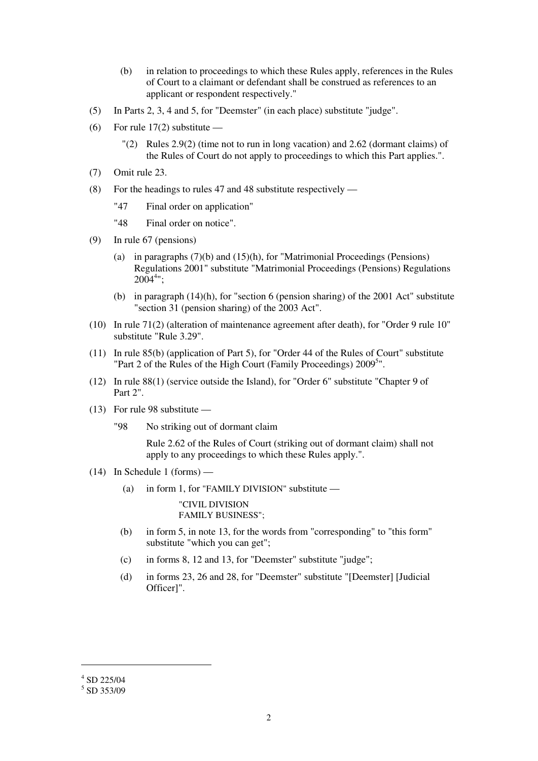(b) in relation to proceedings to which these Rules apply, references in the Rules of Court to a claimant or defendant shall be construed as references to an applicant or respondent respectively."

(5) In Parts 2, 3, 4 and 5, for "Deemster" (in each place) substitute "judge".

(6) For rule 17(2) substitute —

"(2) Rules 2.9(2) (time not to run in long vacation) and 2.62 (dormant claims) of the Rules of Court do not apply to proceedings to which this Part applies.".

(7) Omit rule 23.

(8) For the headings to rules 47 and 48 substitute respectively —

"47 Final order on application"

"48 Final order on notice".

(9) In rule 67 (pensions)

(a) in paragraphs (7)(b) and (15)(h), for "Matrimonial Proceedings (Pensions) Regulations 2001" substitute "Matrimonial Proceedings (Pensions) Regulations 2004[4]";

(b) in paragraph (14)(h), for "section 6 (pension sharing) of the 2001 Act" substitute "section 31 (pension sharing) of the 2003 Act".

(10) In rule 71(2) (alteration of maintenance agreement after death), for "Order 9 rule 10" substitute "Rule 3.29".

(11) In rule 85(b) (application of Part 5), for "Order 44 of the Rules of Court" substitute "Part 2 of the Rules of the High Court (Family Proceedings) 2009[5]".

(12) In rule 88(1) (service outside the Island), for "Order 6" substitute "Chapter 9 of Part 2".

(13) For rule 98 substitute —

"98 No striking out of dormant claim

Rule 2.62 of the Rules of Court (striking out of dormant claim) shall not apply to any proceedings to which these Rules apply.".

(14) In Schedule 1 (forms) —

(a) in form 1, for "FAMILY DIVISION" substitute —

"CIVIL DIVISION
FAMILY BUSINESS";

(b) in form 5, in note 13, for the words from "corresponding" to "this form" substitute "which you can get";

(c) in forms 8, 12 and 13, for "Deemster" substitute "judge";

(d) in forms 23, 26 and 28, for "Deemster" substitute "[Deemster] [Judicial Officer]".

---

[4] SD 225/04

[5] SD 353/09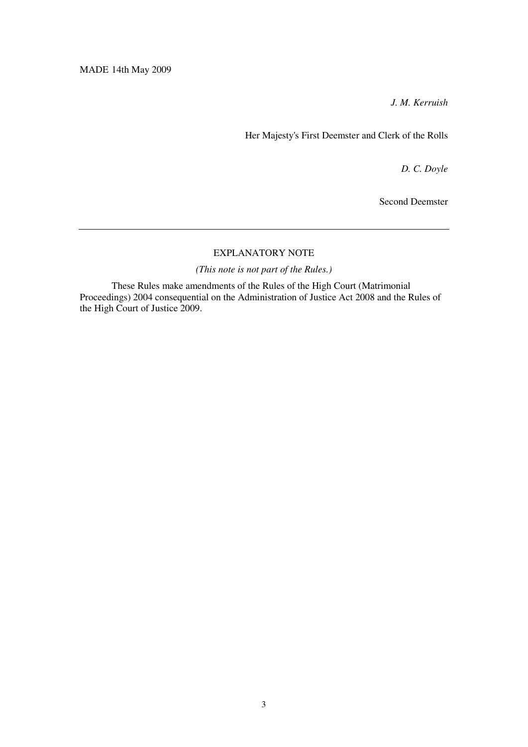MADE 14th May 2009

*J. M. Kerruish*

Her Majesty's First Deemster and Clerk of the Rolls

*D. C. Doyle*

Second Deemster

---

## EXPLANATORY NOTE

*(This note is not part of the Rules.)*

These Rules make amendments of the Rules of the High Court (Matrimonial Proceedings) 2004 consequential on the Administration of Justice Act 2008 and the Rules of the High Court of Justice 2009.